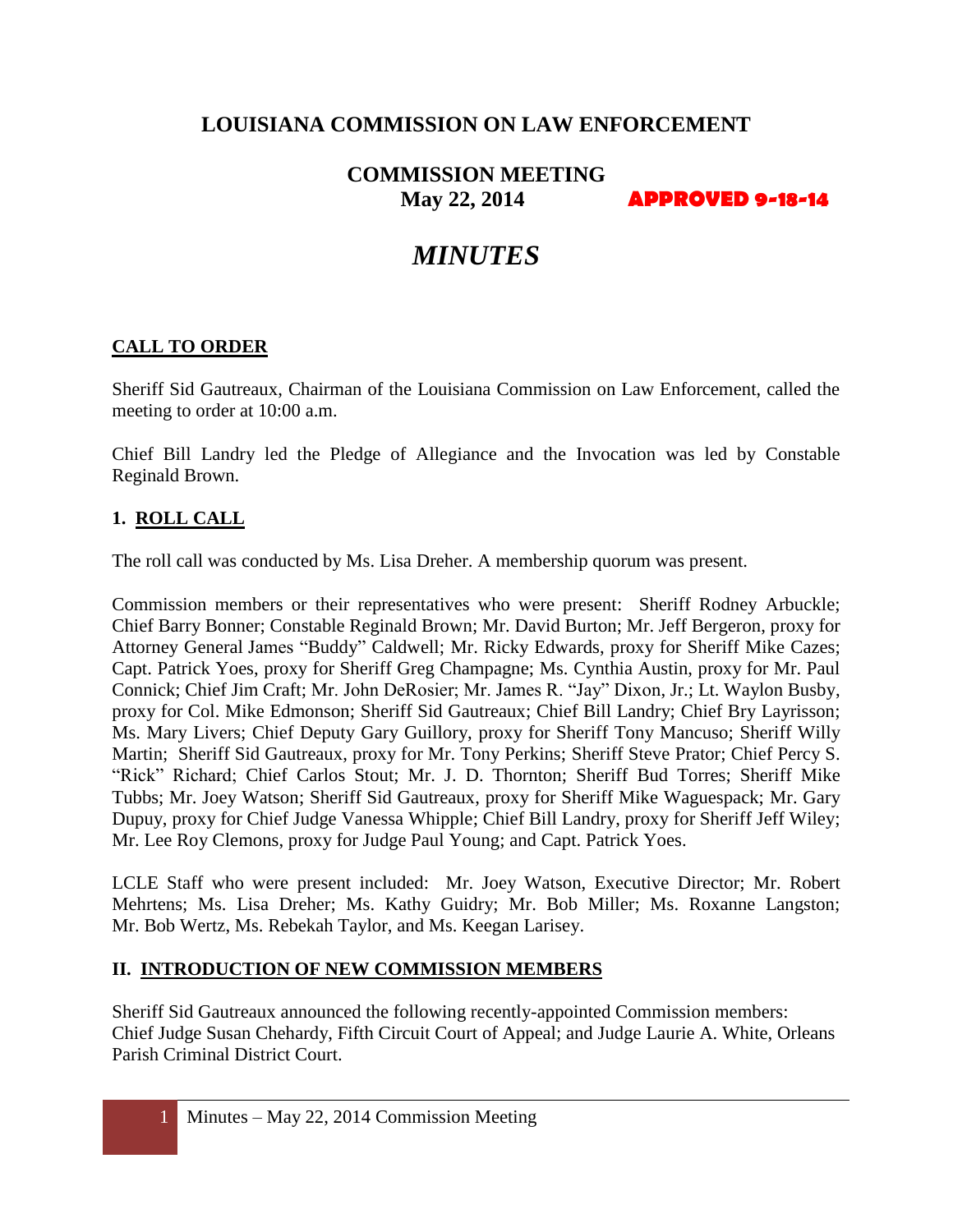# LOUISIANA COMMISSION ON LAW ENFORCEMENT

## COMMISSION MEETING
## May 22, 2014 **APPROVED 9-18-14**

# *MINUTES*

## CALL TO ORDER

Sheriff Sid Gautreaux, Chairman of the Louisiana Commission on Law Enforcement, called the meeting to order at 10:00 a.m.

Chief Bill Landry led the Pledge of Allegiance and the Invocation was led by Constable Reginald Brown.

## 1. ROLL CALL

The roll call was conducted by Ms. Lisa Dreher. A membership quorum was present.

Commission members or their representatives who were present: Sheriff Rodney Arbuckle; Chief Barry Bonner; Constable Reginald Brown; Mr. David Burton; Mr. Jeff Bergeron, proxy for Attorney General James "Buddy" Caldwell; Mr. Ricky Edwards, proxy for Sheriff Mike Cazes; Capt. Patrick Yoes, proxy for Sheriff Greg Champagne; Ms. Cynthia Austin, proxy for Mr. Paul Connick; Chief Jim Craft; Mr. John DeRosier; Mr. James R. "Jay" Dixon, Jr.; Lt. Waylon Busby, proxy for Col. Mike Edmonson; Sheriff Sid Gautreaux; Chief Bill Landry; Chief Bry Layrisson; Ms. Mary Livers; Chief Deputy Gary Guillory, proxy for Sheriff Tony Mancuso; Sheriff Willy Martin; Sheriff Sid Gautreaux, proxy for Mr. Tony Perkins; Sheriff Steve Prator; Chief Percy S. "Rick" Richard; Chief Carlos Stout; Mr. J. D. Thornton; Sheriff Bud Torres; Sheriff Mike Tubbs; Mr. Joey Watson; Sheriff Sid Gautreaux, proxy for Sheriff Mike Waguespack; Mr. Gary Dupuy, proxy for Chief Judge Vanessa Whipple; Chief Bill Landry, proxy for Sheriff Jeff Wiley; Mr. Lee Roy Clemons, proxy for Judge Paul Young; and Capt. Patrick Yoes.

LCLE Staff who were present included: Mr. Joey Watson, Executive Director; Mr. Robert Mehrtens; Ms. Lisa Dreher; Ms. Kathy Guidry; Mr. Bob Miller; Ms. Roxanne Langston; Mr. Bob Wertz, Ms. Rebekah Taylor, and Ms. Keegan Larisey.

## II. INTRODUCTION OF NEW COMMISSION MEMBERS

Sheriff Sid Gautreaux announced the following recently-appointed Commission members: Chief Judge Susan Chehardy, Fifth Circuit Court of Appeal; and Judge Laurie A. White, Orleans Parish Criminal District Court.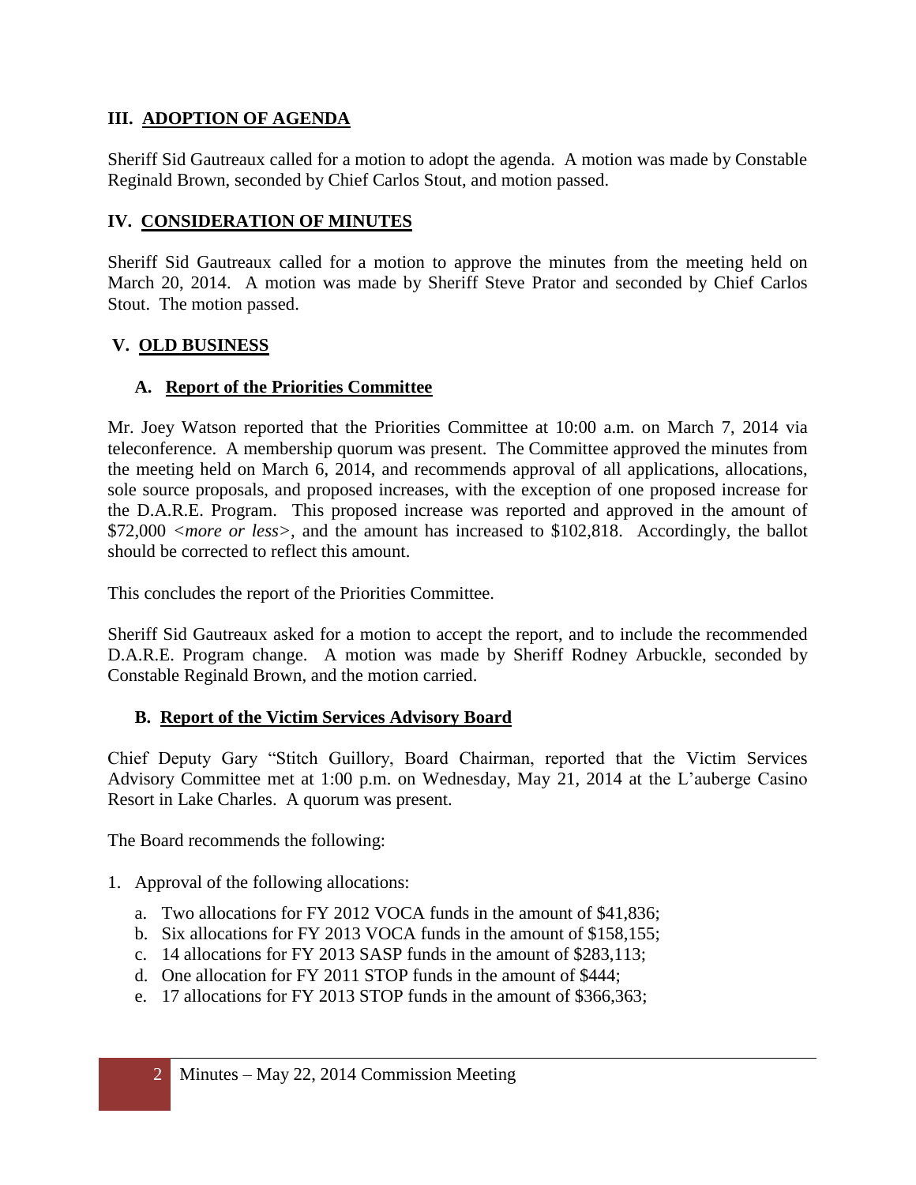## III. ADOPTION OF AGENDA

Sheriff Sid Gautreaux called for a motion to adopt the agenda. A motion was made by Constable Reginald Brown, seconded by Chief Carlos Stout, and motion passed.

## IV. CONSIDERATION OF MINUTES

Sheriff Sid Gautreaux called for a motion to approve the minutes from the meeting held on March 20, 2014. A motion was made by Sheriff Steve Prator and seconded by Chief Carlos Stout. The motion passed.

## V. OLD BUSINESS

### A. Report of the Priorities Committee

Mr. Joey Watson reported that the Priorities Committee at 10:00 a.m. on March 7, 2014 via teleconference. A membership quorum was present. The Committee approved the minutes from the meeting held on March 6, 2014, and recommends approval of all applications, allocations, sole source proposals, and proposed increases, with the exception of one proposed increase for the D.A.R.E. Program. This proposed increase was reported and approved in the amount of $72,000 <*more or less*>, and the amount has increased to $102,818. Accordingly, the ballot should be corrected to reflect this amount.

This concludes the report of the Priorities Committee.

Sheriff Sid Gautreaux asked for a motion to accept the report, and to include the recommended D.A.R.E. Program change. A motion was made by Sheriff Rodney Arbuckle, seconded by Constable Reginald Brown, and the motion carried.

### B. Report of the Victim Services Advisory Board

Chief Deputy Gary "Stitch Guillory, Board Chairman, reported that the Victim Services Advisory Committee met at 1:00 p.m. on Wednesday, May 21, 2014 at the L'auberge Casino Resort in Lake Charles. A quorum was present.

The Board recommends the following:

1. Approval of the following allocations:
   a. Two allocations for FY 2012 VOCA funds in the amount of $41,836;
   b. Six allocations for FY 2013 VOCA funds in the amount of $158,155;
   c. 14 allocations for FY 2013 SASP funds in the amount of $283,113;
   d. One allocation for FY 2011 STOP funds in the amount of $444;
   e. 17 allocations for FY 2013 STOP funds in the amount of $366,363;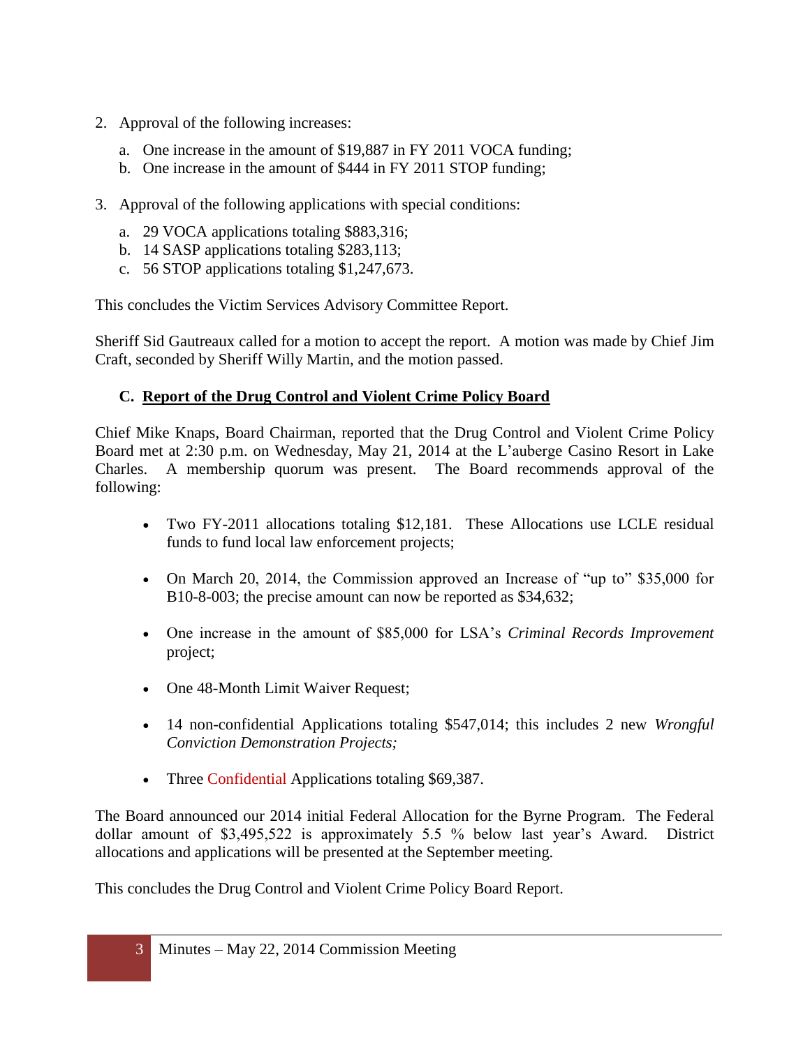2. Approval of the following increases:
   a. One increase in the amount of $19,887 in FY 2011 VOCA funding;
   b. One increase in the amount of $444 in FY 2011 STOP funding;

3. Approval of the following applications with special conditions:
   a. 29 VOCA applications totaling $883,316;
   b. 14 SASP applications totaling $283,113;
   c. 56 STOP applications totaling $1,247,673.

This concludes the Victim Services Advisory Committee Report.

Sheriff Sid Gautreaux called for a motion to accept the report. A motion was made by Chief Jim Craft, seconded by Sheriff Willy Martin, and the motion passed.

### C. Report of the Drug Control and Violent Crime Policy Board

Chief Mike Knaps, Board Chairman, reported that the Drug Control and Violent Crime Policy Board met at 2:30 p.m. on Wednesday, May 21, 2014 at the L'auberge Casino Resort in Lake Charles. A membership quorum was present. The Board recommends approval of the following:

- Two FY-2011 allocations totaling $12,181. These Allocations use LCLE residual funds to fund local law enforcement projects;

- On March 20, 2014, the Commission approved an Increase of "up to" $35,000 for B10-8-003; the precise amount can now be reported as $34,632;

- One increase in the amount of $85,000 for LSA's *Criminal Records Improvement* project;

- One 48-Month Limit Waiver Request;

- 14 non-confidential Applications totaling $547,014; this includes 2 new *Wrongful Conviction Demonstration Projects;*

- Three Confidential Applications totaling $69,387.

The Board announced our 2014 initial Federal Allocation for the Byrne Program. The Federal dollar amount of $3,495,522 is approximately 5.5 % below last year's Award. District allocations and applications will be presented at the September meeting.

This concludes the Drug Control and Violent Crime Policy Board Report.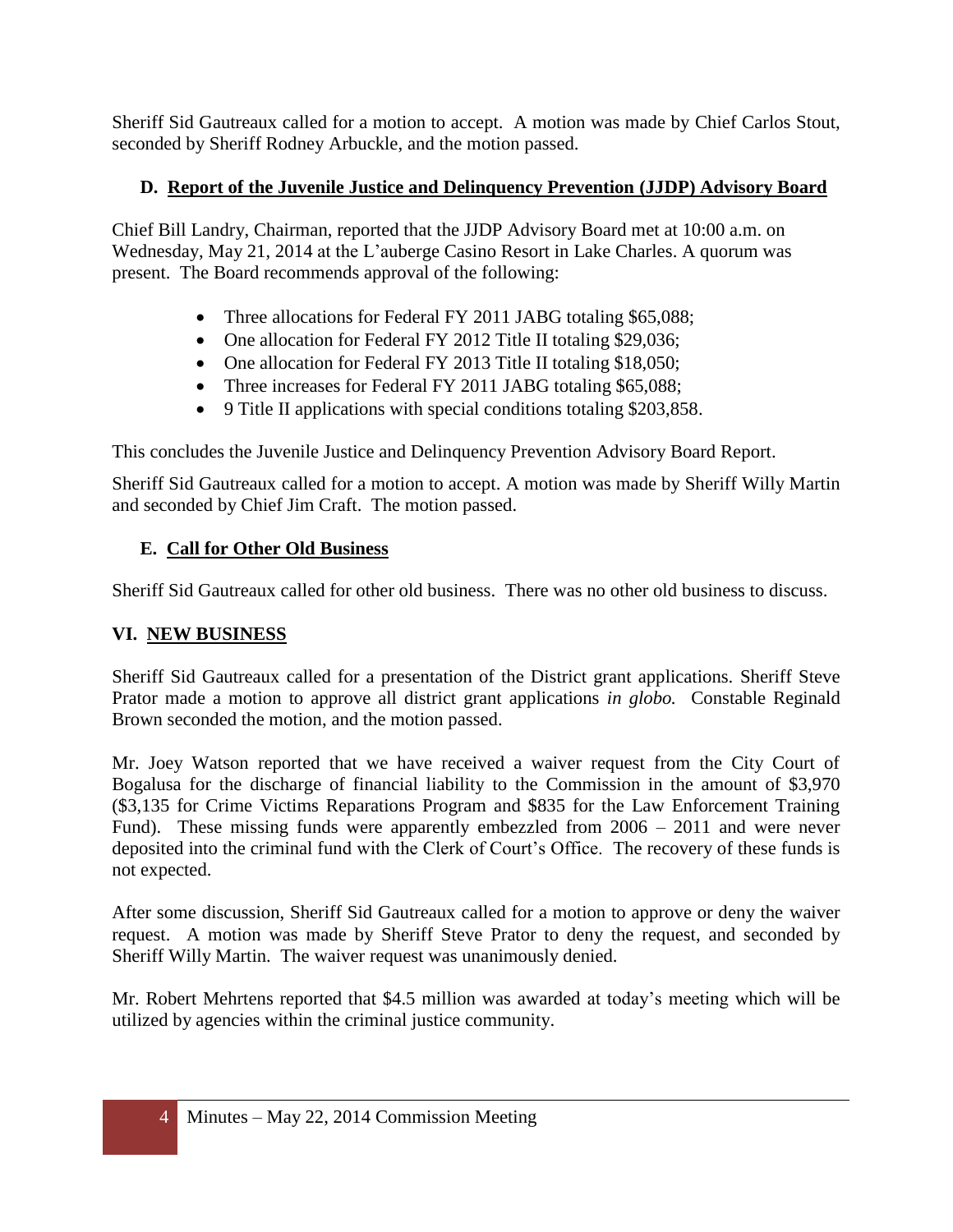Sheriff Sid Gautreaux called for a motion to accept. A motion was made by Chief Carlos Stout, seconded by Sheriff Rodney Arbuckle, and the motion passed.

### D. Report of the Juvenile Justice and Delinquency Prevention (JJDP) Advisory Board

Chief Bill Landry, Chairman, reported that the JJDP Advisory Board met at 10:00 a.m. on Wednesday, May 21, 2014 at the L'auberge Casino Resort in Lake Charles. A quorum was present. The Board recommends approval of the following:

- Three allocations for Federal FY 2011 JABG totaling $65,088;
- One allocation for Federal FY 2012 Title II totaling $29,036;
- One allocation for Federal FY 2013 Title II totaling $18,050;
- Three increases for Federal FY 2011 JABG totaling $65,088;
- 9 Title II applications with special conditions totaling $203,858.

This concludes the Juvenile Justice and Delinquency Prevention Advisory Board Report.

Sheriff Sid Gautreaux called for a motion to accept. A motion was made by Sheriff Willy Martin and seconded by Chief Jim Craft. The motion passed.

### E. Call for Other Old Business

Sheriff Sid Gautreaux called for other old business. There was no other old business to discuss.

## VI. NEW BUSINESS

Sheriff Sid Gautreaux called for a presentation of the District grant applications. Sheriff Steve Prator made a motion to approve all district grant applications *in globo.* Constable Reginald Brown seconded the motion, and the motion passed.

Mr. Joey Watson reported that we have received a waiver request from the City Court of Bogalusa for the discharge of financial liability to the Commission in the amount of $3,970 ($3,135 for Crime Victims Reparations Program and $835 for the Law Enforcement Training Fund). These missing funds were apparently embezzled from 2006 – 2011 and were never deposited into the criminal fund with the Clerk of Court's Office. The recovery of these funds is not expected.

After some discussion, Sheriff Sid Gautreaux called for a motion to approve or deny the waiver request. A motion was made by Sheriff Steve Prator to deny the request, and seconded by Sheriff Willy Martin. The waiver request was unanimously denied.

Mr. Robert Mehrtens reported that $4.5 million was awarded at today's meeting which will be utilized by agencies within the criminal justice community.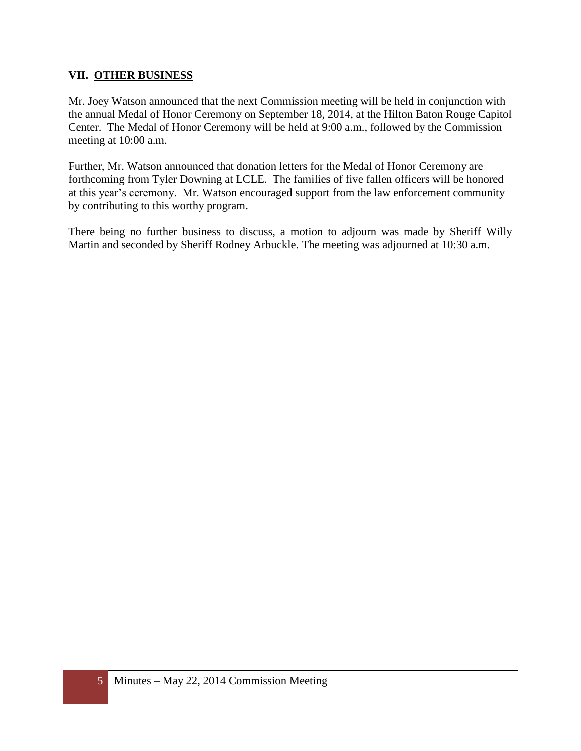## VII. **OTHER BUSINESS**

Mr. Joey Watson announced that the next Commission meeting will be held in conjunction with the annual Medal of Honor Ceremony on September 18, 2014, at the Hilton Baton Rouge Capitol Center. The Medal of Honor Ceremony will be held at 9:00 a.m., followed by the Commission meeting at 10:00 a.m.

Further, Mr. Watson announced that donation letters for the Medal of Honor Ceremony are forthcoming from Tyler Downing at LCLE. The families of five fallen officers will be honored at this year's ceremony. Mr. Watson encouraged support from the law enforcement community by contributing to this worthy program.

There being no further business to discuss, a motion to adjourn was made by Sheriff Willy Martin and seconded by Sheriff Rodney Arbuckle. The meeting was adjourned at 10:30 a.m.